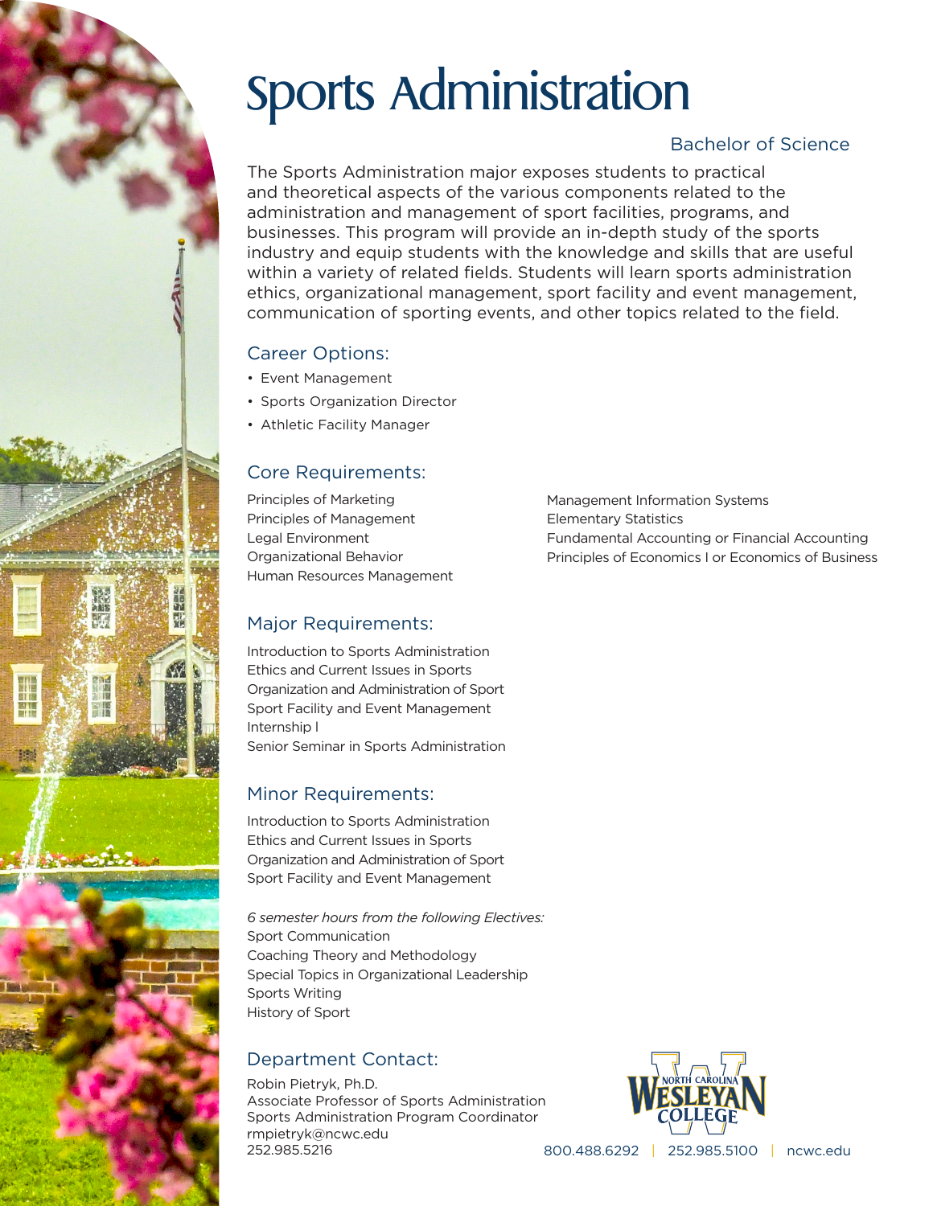# Sports Administration

Bachelor of Science

The Sports Administration major exposes students to practical and theoretical aspects of the various components related to the administration and management of sport facilities, programs, and businesses. This program will provide an in-depth study of the sports industry and equip students with the knowledge and skills that are useful within a variety of related fields. Students will learn sports administration ethics, organizational management, sport facility and event management, communication of sporting events, and other topics related to the field.

## Career Options:

- Event Management
- Sports Organization Director
- Athletic Facility Manager

## Core Requirements:

Principles of Marketing
Principles of Management
Legal Environment
Organizational Behavior
Human Resources Management
Management Information Systems
Elementary Statistics
Fundamental Accounting or Financial Accounting
Principles of Economics I or Economics of Business

## Major Requirements:

Introduction to Sports Administration
Ethics and Current Issues in Sports
Organization and Administration of Sport
Sport Facility and Event Management
Internship I
Senior Seminar in Sports Administration

## Minor Requirements:

Introduction to Sports Administration
Ethics and Current Issues in Sports
Organization and Administration of Sport
Sport Facility and Event Management

*6 semester hours from the following Electives:*
Sport Communication
Coaching Theory and Methodology
Special Topics in Organizational Leadership
Sports Writing
History of Sport

## Department Contact:

Robin Pietryk, Ph.D.
Associate Professor of Sports Administration
Sports Administration Program Coordinator
rmpietryk@ncwc.edu
252.985.5216

North Carolina Wesleyan College

800.488.6292 | 252.985.5100 | ncwc.edu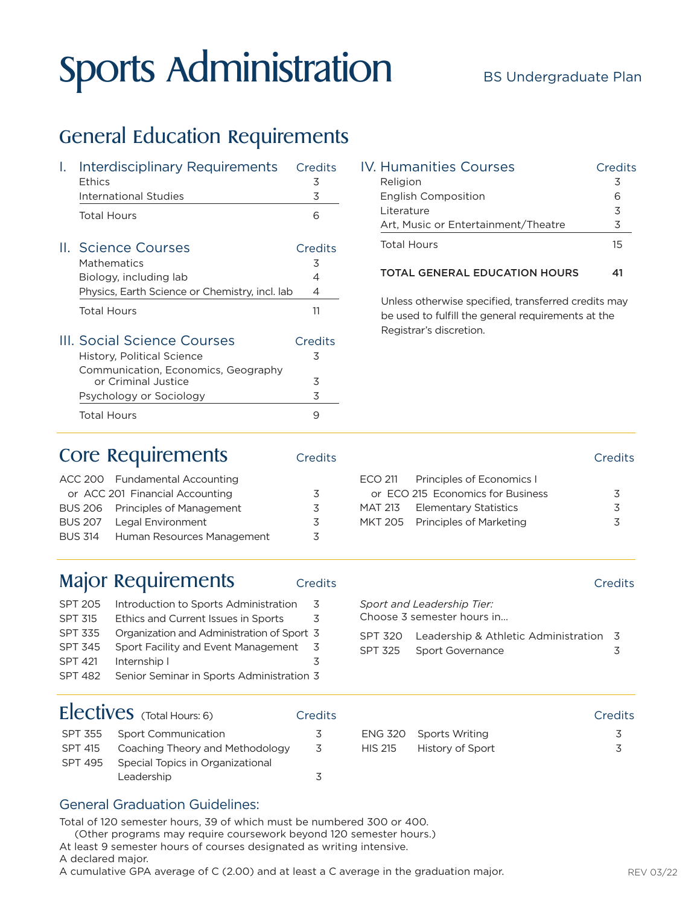# Sports Administration

BS Undergraduate Plan

## General Education Requirements

### I. Interdisciplinary Requirements

| | Credits |
|---|---|
| Ethics | 3 |
| International Studies | 3 |
| Total Hours | 6 |

### II. Science Courses

| | Credits |
|---|---|
| Mathematics | 3 |
| Biology, including lab | 4 |
| Physics, Earth Science or Chemistry, incl. lab | 4 |
| Total Hours | 11 |

### III. Social Science Courses

| | Credits |
|---|---|
| History, Political Science | 3 |
| Communication, Economics, Geography or Criminal Justice | 3 |
| Psychology or Sociology | 3 |
| Total Hours | 9 |

### IV. Humanities Courses

| | Credits |
|---|---|
| Religion | 3 |
| English Composition | 6 |
| Literature | 3 |
| Art, Music or Entertainment/Theatre | 3 |
| Total Hours | 15 |

**TOTAL GENERAL EDUCATION HOURS 41**

Unless otherwise specified, transferred credits may be used to fulfill the general requirements at the Registrar's discretion.

## Core Requirements

| | | Credits |
|---|---|---|
| ACC 200 | Fundamental Accounting or ACC 201 Financial Accounting | 3 |
| BUS 206 | Principles of Management | 3 |
| BUS 207 | Legal Environment | 3 |
| BUS 314 | Human Resources Management | 3 |
| ECO 211 | Principles of Economics I or ECO 215 Economics for Business | 3 |
| MAT 213 | Elementary Statistics | 3 |
| MKT 205 | Principles of Marketing | 3 |

## Major Requirements

| | | Credits |
|---|---|---|
| SPT 205 | Introduction to Sports Administration | 3 |
| SPT 315 | Ethics and Current Issues in Sports | 3 |
| SPT 335 | Organization and Administration of Sport | 3 |
| SPT 345 | Sport Facility and Event Management | 3 |
| SPT 421 | Internship I | 3 |
| SPT 482 | Senior Seminar in Sports Administration | 3 |

*Sport and Leadership Tier:*
Choose 3 semester hours in…

| | | Credits |
|---|---|---|
| SPT 320 | Leadership & Athletic Administration | 3 |
| SPT 325 | Sport Governance | 3 |

## Electives (Total Hours: 6)

| | | Credits |
|---|---|---|
| SPT 355 | Sport Communication | 3 |
| SPT 415 | Coaching Theory and Methodology | 3 |
| SPT 495 | Special Topics in Organizational Leadership | 3 |
| ENG 320 | Sports Writing | 3 |
| HIS 215 | History of Sport | 3 |

### General Graduation Guidelines:

Total of 120 semester hours, 39 of which must be numbered 300 or 400.
(Other programs may require coursework beyond 120 semester hours.)
At least 9 semester hours of courses designated as writing intensive.
A declared major.
A cumulative GPA average of C (2.00) and at least a C average in the graduation major.

REV 03/22